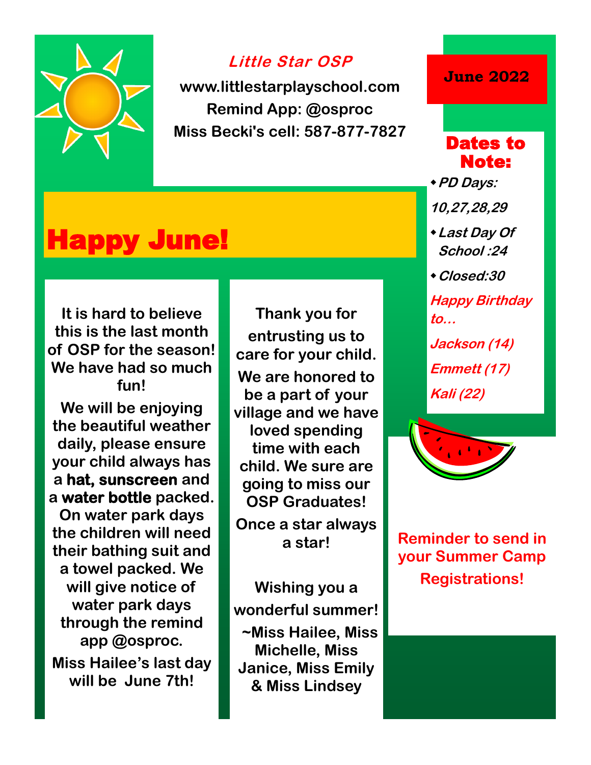*Little Star OSP*

**www.littlestarplayschool.com**
**Remind App: @osproc**
**Miss Becki's cell: 587-877-7827**

**June 2022**

# Happy June!

It is hard to believe this is the last month of OSP for the season! We have had so much fun!

We will be enjoying the beautiful weather daily, please ensure your child always has a **hat, sunscreen** and a **water bottle** packed. On water park days the children will need their bathing suit and a towel packed. We will give notice of water park days through the remind app @osproc.

Miss Hailee's last day will be June 7th!

Thank you for entrusting us to care for your child. We are honored to be a part of your village and we have loved spending time with each child. We sure are going to miss our OSP Graduates!

Once a star always a star!

Wishing you a wonderful summer!

~Miss Hailee, Miss Michelle, Miss Janice, Miss Emily & Miss Lindsey

## Dates to Note:

- *PD Days: 10,27,28,29*
- *Last Day Of School :24*
- *Closed:30*

*Happy Birthday to…*

*Jackson (14)*

*Emmett (17)*

*Kali (22)*

Reminder to send in your Summer Camp Registrations!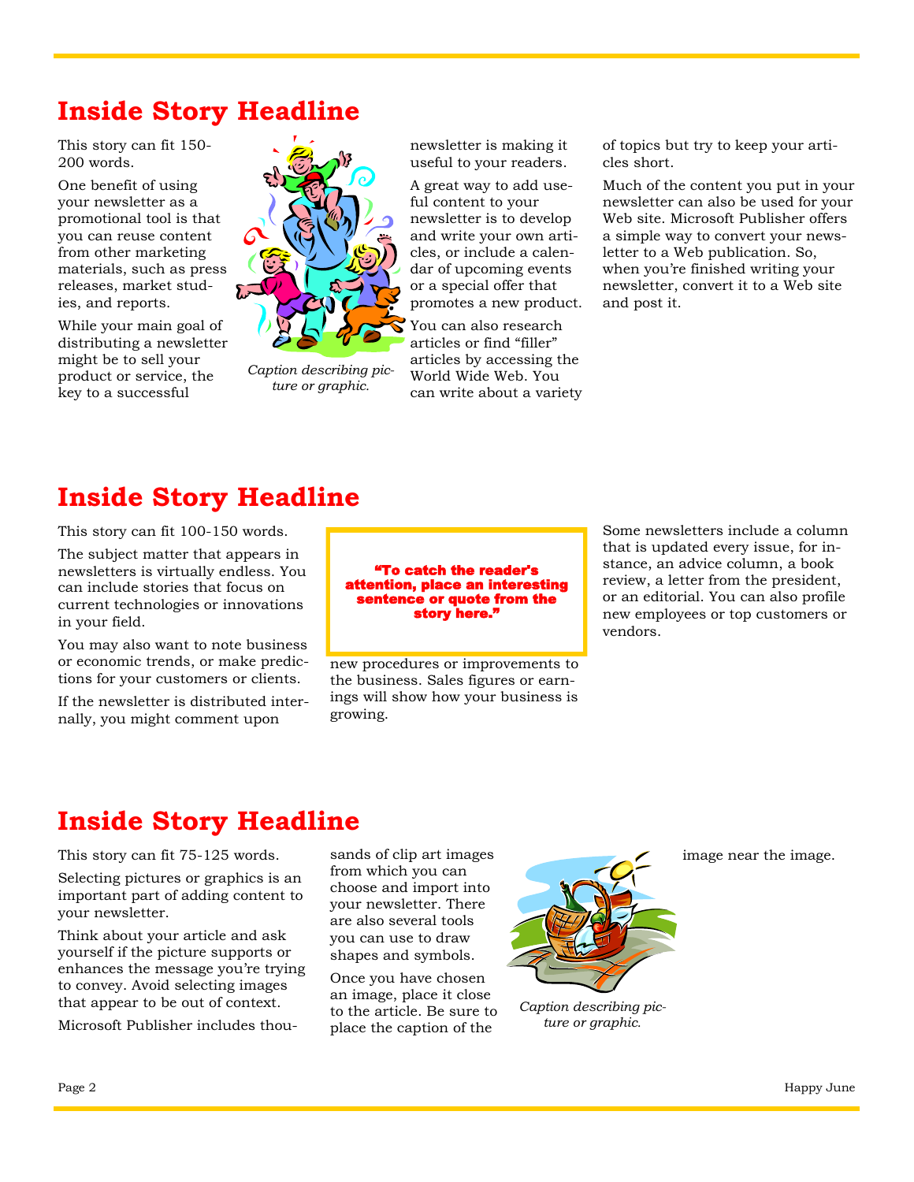## Inside Story Headline

This story can fit 150-200 words.

One benefit of using your newsletter as a promotional tool is that you can reuse content from other marketing materials, such as press releases, market studies, and reports.

While your main goal of distributing a newsletter might be to sell your product or service, the key to a successful newsletter is making it useful to your readers.

A great way to add useful content to your newsletter is to develop and write your own articles, or include a calendar of upcoming events or a special offer that promotes a new product.

You can also research articles or find "filler" articles by accessing the World Wide Web. You can write about a variety of topics but try to keep your articles short.

Much of the content you put in your newsletter can also be used for your Web site. Microsoft Publisher offers a simple way to convert your newsletter to a Web publication. So, when you're finished writing your newsletter, convert it to a Web site and post it.

*Caption describing picture or graphic.*

## Inside Story Headline

This story can fit 100-150 words.

The subject matter that appears in newsletters is virtually endless. You can include stories that focus on current technologies or innovations in your field.

You may also want to note business or economic trends, or make predictions for your customers or clients.

If the newsletter is distributed internally, you might comment upon new procedures or improvements to the business. Sales figures or earnings will show how your business is growing.

**"To catch the reader's attention, place an interesting sentence or quote from the story here."**

Some newsletters include a column that is updated every issue, for instance, an advice column, a book review, a letter from the president, or an editorial. You can also profile new employees or top customers or vendors.

## Inside Story Headline

This story can fit 75-125 words.

Selecting pictures or graphics is an important part of adding content to your newsletter.

Think about your article and ask yourself if the picture supports or enhances the message you're trying to convey. Avoid selecting images that appear to be out of context.

Microsoft Publisher includes thousands of clip art images from which you can choose and import into your newsletter. There are also several tools you can use to draw shapes and symbols.

Once you have chosen an image, place it close to the article. Be sure to place the caption of the image near the image.

*Caption describing picture or graphic.*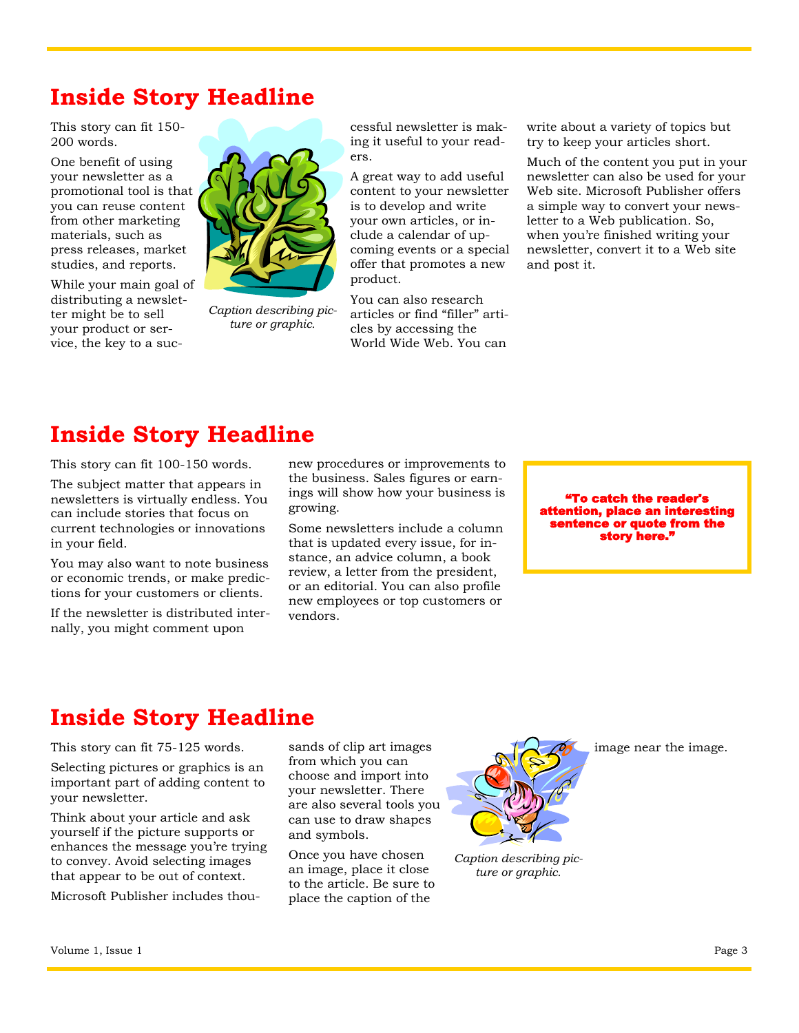## Inside Story Headline

This story can fit 150-200 words.

One benefit of using your newsletter as a promotional tool is that you can reuse content from other marketing materials, such as press releases, market studies, and reports.

While your main goal of distributing a newsletter might be to sell your product or service, the key to a successful newsletter is making it useful to your readers.

A great way to add useful content to your newsletter is to develop and write your own articles, or include a calendar of upcoming events or a special offer that promotes a new product.

You can also research articles or find "filler" articles by accessing the World Wide Web. You can write about a variety of topics but try to keep your articles short.

Much of the content you put in your newsletter can also be used for your Web site. Microsoft Publisher offers a simple way to convert your newsletter to a Web publication. So, when you're finished writing your newsletter, convert it to a Web site and post it.

*Caption describing picture or graphic.*

## Inside Story Headline

This story can fit 100-150 words.

The subject matter that appears in newsletters is virtually endless. You can include stories that focus on current technologies or innovations in your field.

You may also want to note business or economic trends, or make predictions for your customers or clients.

If the newsletter is distributed internally, you might comment upon new procedures or improvements to the business. Sales figures or earnings will show how your business is growing.

Some newsletters include a column that is updated every issue, for instance, an advice column, a book review, a letter from the president, or an editorial. You can also profile new employees or top customers or vendors.

**"To catch the reader's attention, place an interesting sentence or quote from the story here."**

## Inside Story Headline

This story can fit 75-125 words.

Selecting pictures or graphics is an important part of adding content to your newsletter.

Think about your article and ask yourself if the picture supports or enhances the message you're trying to convey. Avoid selecting images that appear to be out of context.

Microsoft Publisher includes thousands of clip art images from which you can choose and import into your newsletter. There are also several tools you can use to draw shapes and symbols.

Once you have chosen an image, place it close to the article. Be sure to place the caption of the image near the image.

*Caption describing picture or graphic.*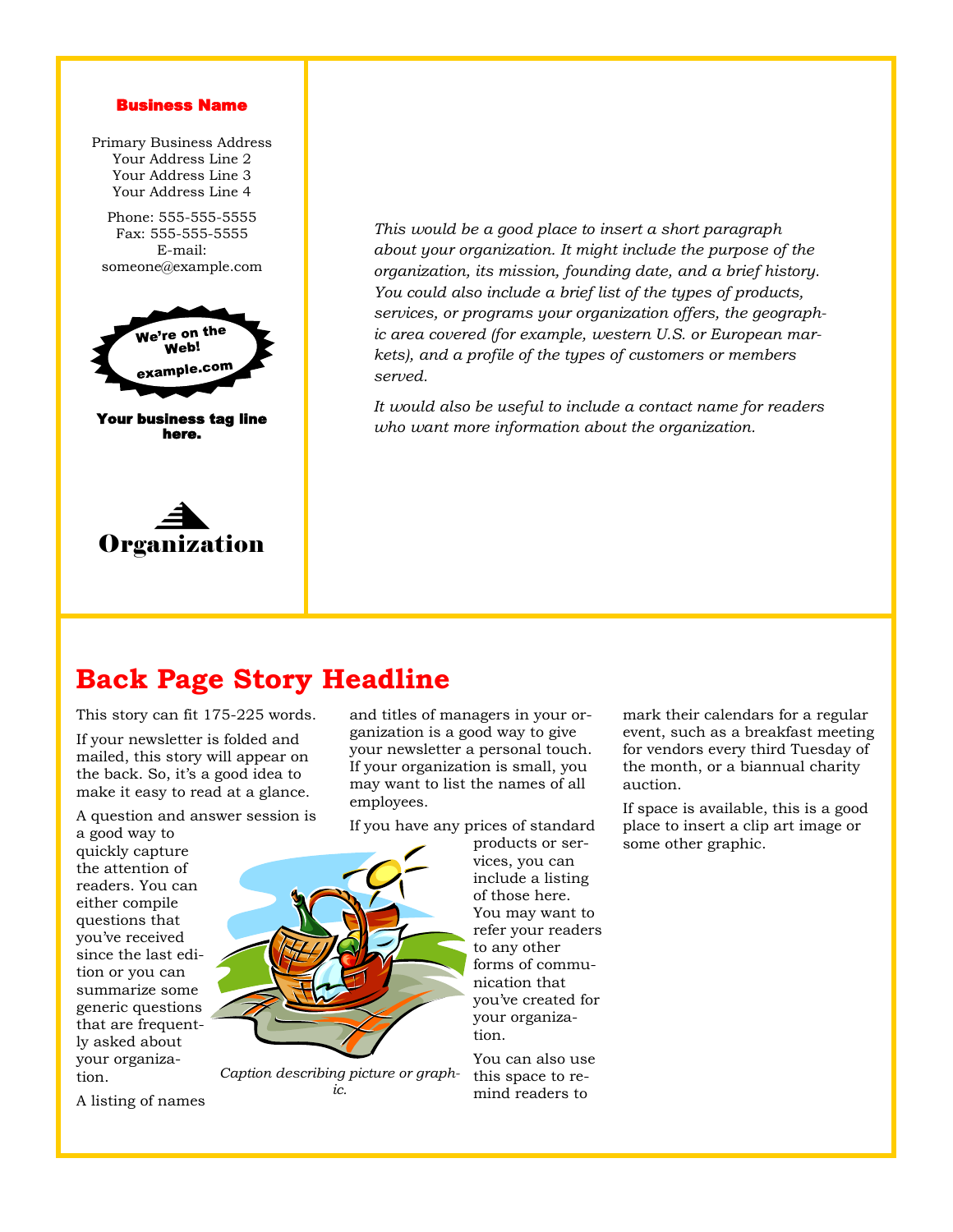**Business Name**

Primary Business Address
Your Address Line 2
Your Address Line 3
Your Address Line 4

Phone: 555-555-5555
Fax: 555-555-5555
E-mail: someone@example.com

We're on the Web!
example.com

**Your business tag line here.**

Organization

*This would be a good place to insert a short paragraph about your organization. It might include the purpose of the organization, its mission, founding date, and a brief history. You could also include a brief list of the types of products, services, or programs your organization offers, the geographic area covered (for example, western U.S. or European markets), and a profile of the types of customers or members served.*

*It would also be useful to include a contact name for readers who want more information about the organization.*

## Back Page Story Headline

This story can fit 175-225 words.

If your newsletter is folded and mailed, this story will appear on the back. So, it's a good idea to make it easy to read at a glance.

A question and answer session is a good way to quickly capture the attention of readers. You can either compile questions that you've received since the last edition or you can summarize some generic questions that are frequently asked about your organization.

A listing of names and titles of managers in your organization is a good way to give your newsletter a personal touch. If your organization is small, you may want to list the names of all employees.

If you have any prices of standard products or services, you can include a listing of those here. You may want to refer your readers to any other forms of communication that you've created for your organization.

You can also use this space to remind readers to mark their calendars for a regular event, such as a breakfast meeting for vendors every third Tuesday of the month, or a biannual charity auction.

If space is available, this is a good place to insert a clip art image or some other graphic.

*Caption describing picture or graphic.*